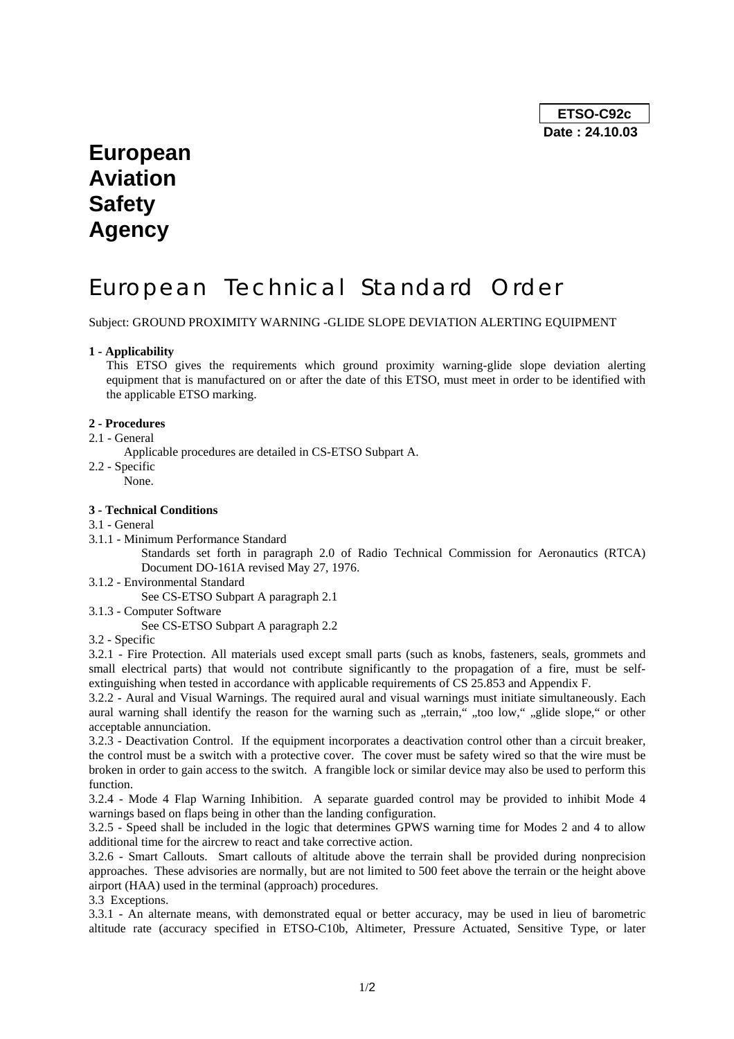**ETSO-C92c**
**Date : 24.10.03**

# European Aviation Safety Agency

# European Technical Standard Order

Subject: GROUND PROXIMITY WARNING -GLIDE SLOPE DEVIATION ALERTING EQUIPMENT

**1 - Applicability**

This ETSO gives the requirements which ground proximity warning-glide slope deviation alerting equipment that is manufactured on or after the date of this ETSO, must meet in order to be identified with the applicable ETSO marking.

**2 - Procedures**

2.1 - General

Applicable procedures are detailed in CS-ETSO Subpart A.

2.2 - Specific

None.

**3 - Technical Conditions**

3.1 - General

3.1.1 - Minimum Performance Standard

Standards set forth in paragraph 2.0 of Radio Technical Commission for Aeronautics (RTCA) Document DO-161A revised May 27, 1976.

3.1.2 - Environmental Standard

See CS-ETSO Subpart A paragraph 2.1

3.1.3 - Computer Software

See CS-ETSO Subpart A paragraph 2.2

3.2 - Specific

3.2.1 - Fire Protection. All materials used except small parts (such as knobs, fasteners, seals, grommets and small electrical parts) that would not contribute significantly to the propagation of a fire, must be self-extinguishing when tested in accordance with applicable requirements of CS 25.853 and Appendix F.

3.2.2 - Aural and Visual Warnings. The required aural and visual warnings must initiate simultaneously. Each aural warning shall identify the reason for the warning such as „terrain," „too low," „glide slope," or other acceptable annunciation.

3.2.3 - Deactivation Control. If the equipment incorporates a deactivation control other than a circuit breaker, the control must be a switch with a protective cover. The cover must be safety wired so that the wire must be broken in order to gain access to the switch. A frangible lock or similar device may also be used to perform this function.

3.2.4 - Mode 4 Flap Warning Inhibition. A separate guarded control may be provided to inhibit Mode 4 warnings based on flaps being in other than the landing configuration.

3.2.5 - Speed shall be included in the logic that determines GPWS warning time for Modes 2 and 4 to allow additional time for the aircrew to react and take corrective action.

3.2.6 - Smart Callouts. Smart callouts of altitude above the terrain shall be provided during nonprecision approaches. These advisories are normally, but are not limited to 500 feet above the terrain or the height above airport (HAA) used in the terminal (approach) procedures.

3.3 Exceptions.

3.3.1 - An alternate means, with demonstrated equal or better accuracy, may be used in lieu of barometric altitude rate (accuracy specified in ETSO-C10b, Altimeter, Pressure Actuated, Sensitive Type, or later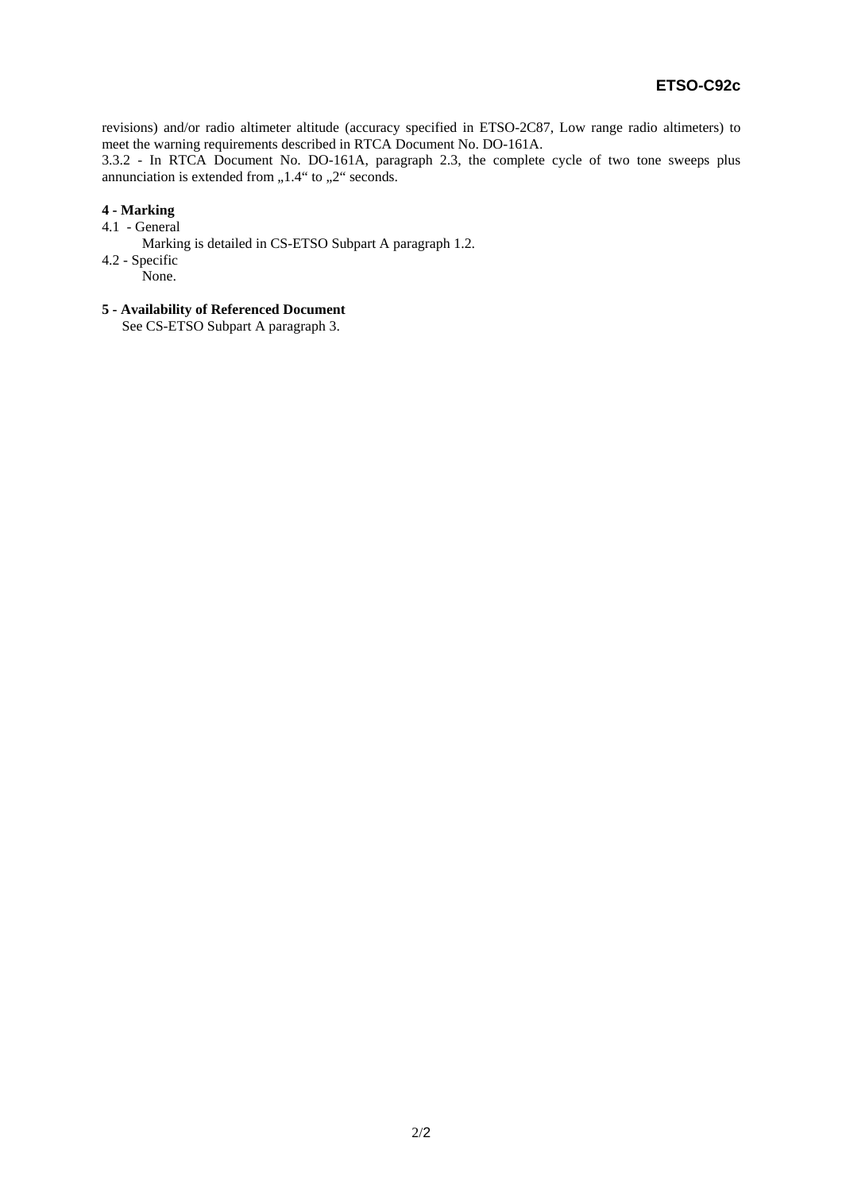revisions) and/or radio altimeter altitude (accuracy specified in ETSO-2C87, Low range radio altimeters) to meet the warning requirements described in RTCA Document No. DO-161A.

3.3.2 - In RTCA Document No. DO-161A, paragraph 2.3, the complete cycle of two tone sweeps plus annunciation is extended from „1.4“ to „2“ seconds.

**4 - Marking**

4.1 - General

Marking is detailed in CS-ETSO Subpart A paragraph 1.2.

4.2 - Specific

None.

**5 - Availability of Referenced Document**

See CS-ETSO Subpart A paragraph 3.